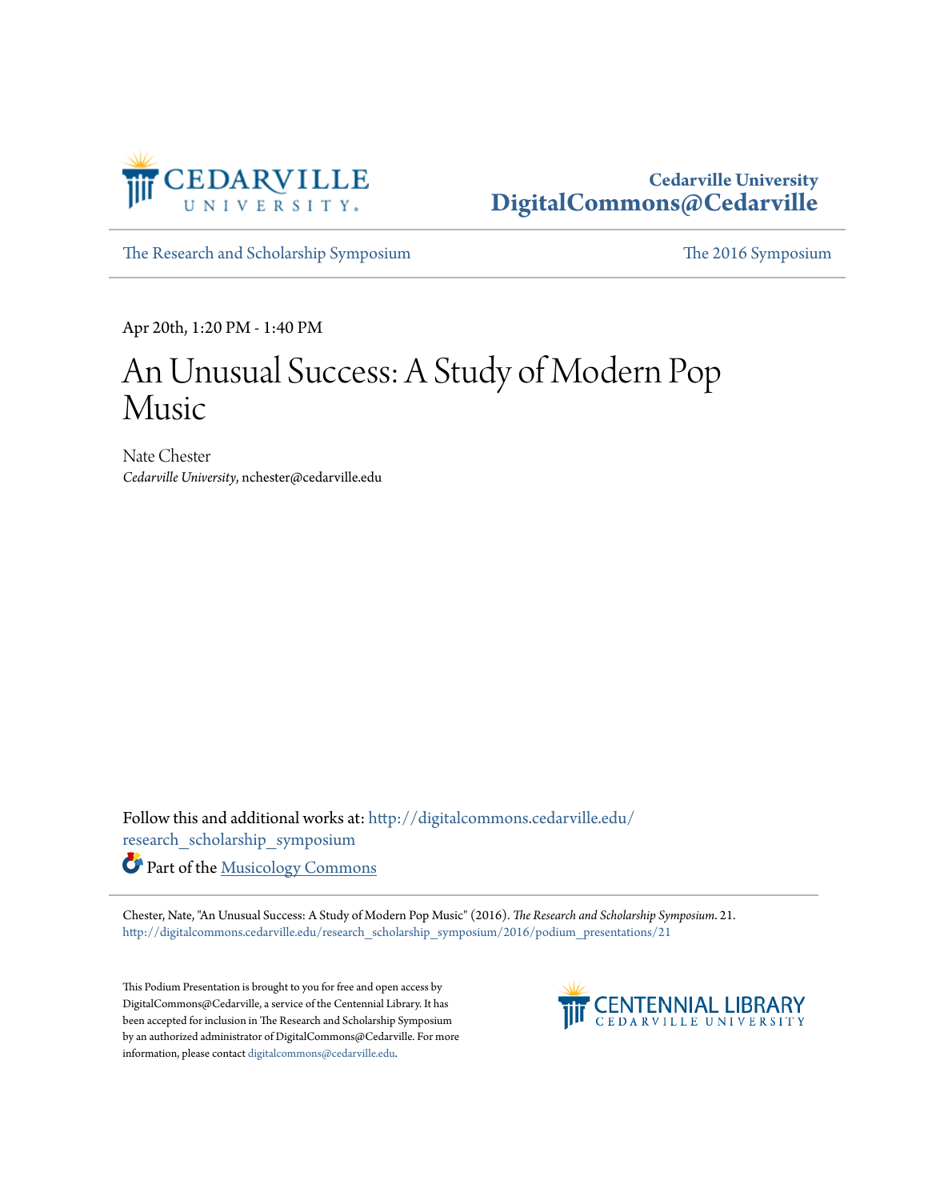Cedarville University
DigitalCommons@Cedarville

The Research and Scholarship Symposium | The 2016 Symposium

Apr 20th, 1:20 PM - 1:40 PM

# An Unusual Success: A Study of Modern Pop Music

Nate Chester
*Cedarville University*, nchester@cedarville.edu

Follow this and additional works at: http://digitalcommons.cedarville.edu/research_scholarship_symposium

Part of the Musicology Commons

Chester, Nate, "An Unusual Success: A Study of Modern Pop Music" (2016). *The Research and Scholarship Symposium*. 21.
http://digitalcommons.cedarville.edu/research_scholarship_symposium/2016/podium_presentations/21

This Podium Presentation is brought to you for free and open access by DigitalCommons@Cedarville, a service of the Centennial Library. It has been accepted for inclusion in The Research and Scholarship Symposium by an authorized administrator of DigitalCommons@Cedarville. For more information, please contact digitalcommons@cedarville.edu.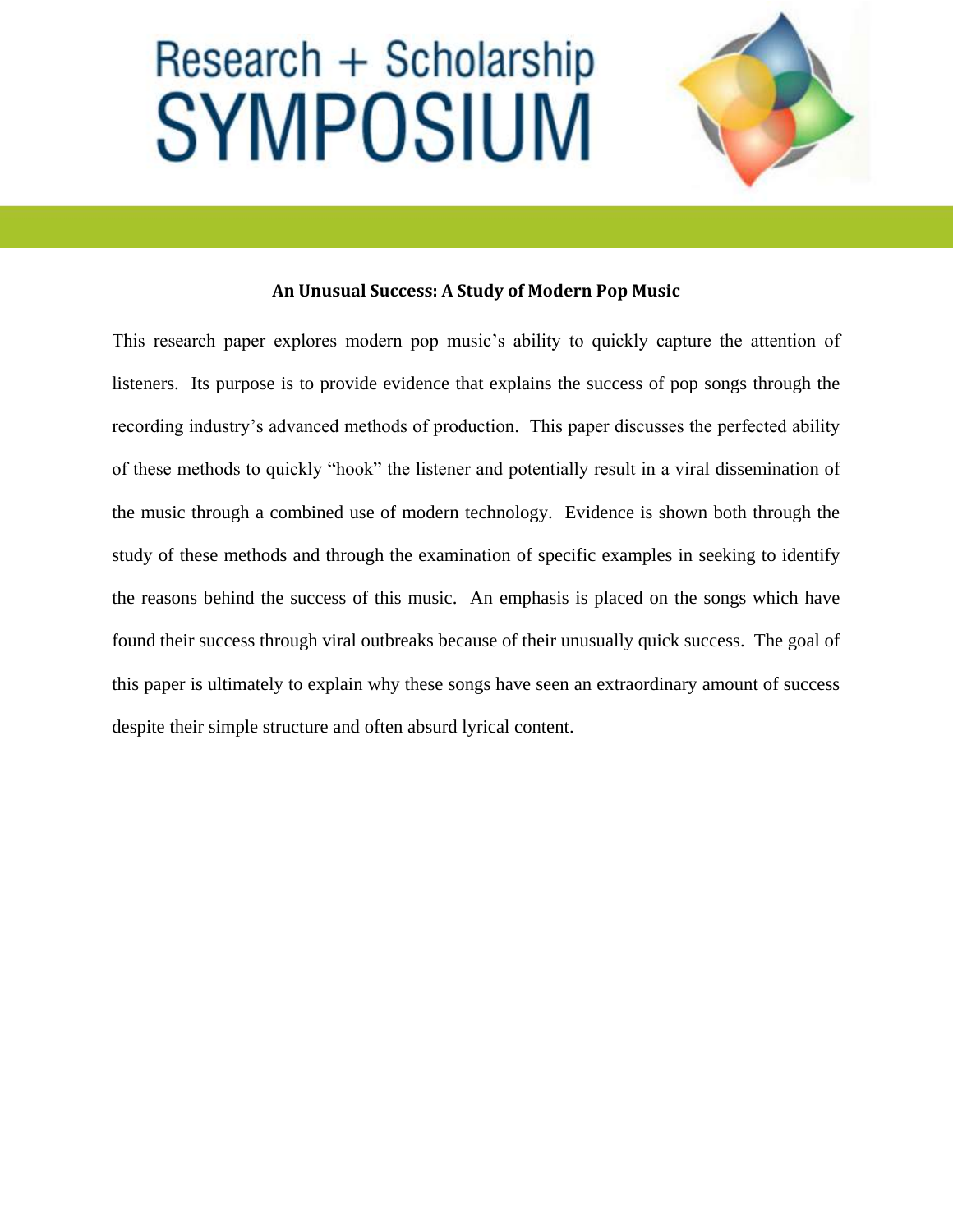Research + Scholarship
SYMPOSIUM

**An Unusual Success: A Study of Modern Pop Music**

This research paper explores modern pop music's ability to quickly capture the attention of listeners. Its purpose is to provide evidence that explains the success of pop songs through the recording industry's advanced methods of production. This paper discusses the perfected ability of these methods to quickly "hook" the listener and potentially result in a viral dissemination of the music through a combined use of modern technology. Evidence is shown both through the study of these methods and through the examination of specific examples in seeking to identify the reasons behind the success of this music. An emphasis is placed on the songs which have found their success through viral outbreaks because of their unusually quick success. The goal of this paper is ultimately to explain why these songs have seen an extraordinary amount of success despite their simple structure and often absurd lyrical content.